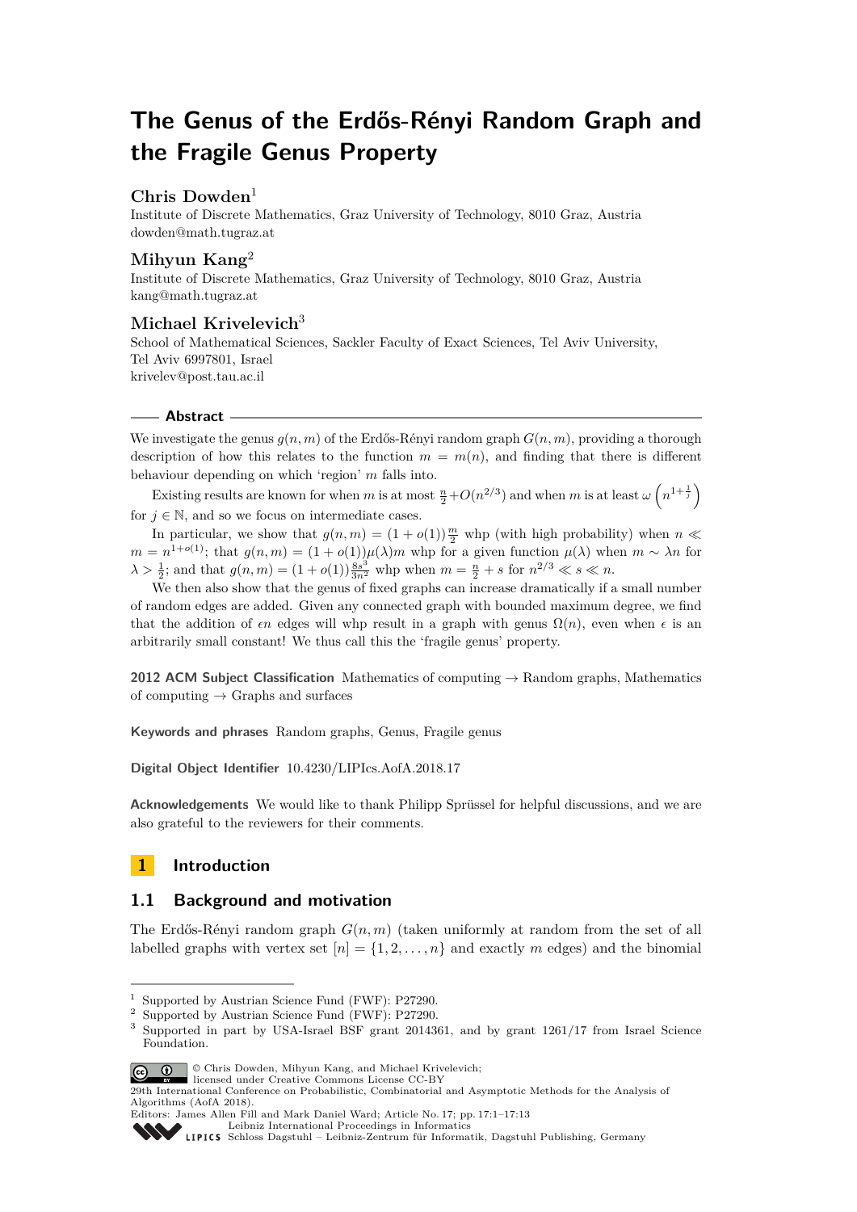# The Genus of the Erdős-Rényi Random Graph and the Fragile Genus Property

**Chris Dowden**[1]

Institute of Discrete Mathematics, Graz University of Technology, 8010 Graz, Austria
dowden@math.tugraz.at

**Mihyun Kang**[2]

Institute of Discrete Mathematics, Graz University of Technology, 8010 Graz, Austria
kang@math.tugraz.at

**Michael Krivelevich**[3]

School of Mathematical Sciences, Sackler Faculty of Exact Sciences, Tel Aviv University, Tel Aviv 6997801, Israel
krivelev@post.tau.ac.il

## Abstract

We investigate the genus $g(n,m)$ of the Erdős-Rényi random graph $G(n,m)$, providing a thorough description of how this relates to the function $m = m(n)$, and finding that there is different behaviour depending on which 'region' $m$ falls into.

Existing results are known for when $m$ is at most $\frac{n}{2} + O(n^{2/3})$ and when $m$ is at least $\omega\left(n^{1+\frac{1}{j}}\right)$ for $j \in \mathbb{N}$, and so we focus on intermediate cases.

In particular, we show that $g(n,m) = (1+o(1))\frac{m}{2}$ whp (with high probability) when $n \ll m = n^{1+o(1)}$; that $g(n,m) = (1+o(1))\mu(\lambda)m$ whp for a given function $\mu(\lambda)$ when $m \sim \lambda n$ for $\lambda > \frac{1}{2}$; and that $g(n,m) = (1+o(1))\frac{8s^3}{3n^2}$ whp when $m = \frac{n}{2} + s$ for $n^{2/3} \ll s \ll n$.

We then also show that the genus of fixed graphs can increase dramatically if a small number of random edges are added. Given any connected graph with bounded maximum degree, we find that the addition of $\epsilon n$ edges will whp result in a graph with genus $\Omega(n)$, even when $\epsilon$ is an arbitrarily small constant! We thus call this the 'fragile genus' property.

**2012 ACM Subject Classification** Mathematics of computing → Random graphs, Mathematics of computing → Graphs and surfaces

**Keywords and phrases** Random graphs, Genus, Fragile genus

**Digital Object Identifier** 10.4230/LIPIcs.AofA.2018.17

**Acknowledgements** We would like to thank Philipp Sprüssel for helpful discussions, and we are also grateful to the reviewers for their comments.

## 1 Introduction

### 1.1 Background and motivation

The Erdős-Rényi random graph $G(n,m)$ (taken uniformly at random from the set of all labelled graphs with vertex set $[n] = \{1, 2, \ldots, n\}$ and exactly $m$ edges) and the binomial

---

[1] Supported by Austrian Science Fund (FWF): P27290.

[2] Supported by Austrian Science Fund (FWF): P27290.

[3] Supported in part by USA-Israel BSF grant 2014361, and by grant 1261/17 from Israel Science Foundation.

© Chris Dowden, Mihyun Kang, and Michael Krivelevich; licensed under Creative Commons License CC-BY

29th International Conference on Probabilistic, Combinatorial and Asymptotic Methods for the Analysis of Algorithms (AofA 2018).
Editors: James Allen Fill and Mark Daniel Ward; Article No. 17; pp. 17:1–17:13
Leibniz International Proceedings in Informatics
Schloss Dagstuhl – Leibniz-Zentrum für Informatik, Dagstuhl Publishing, Germany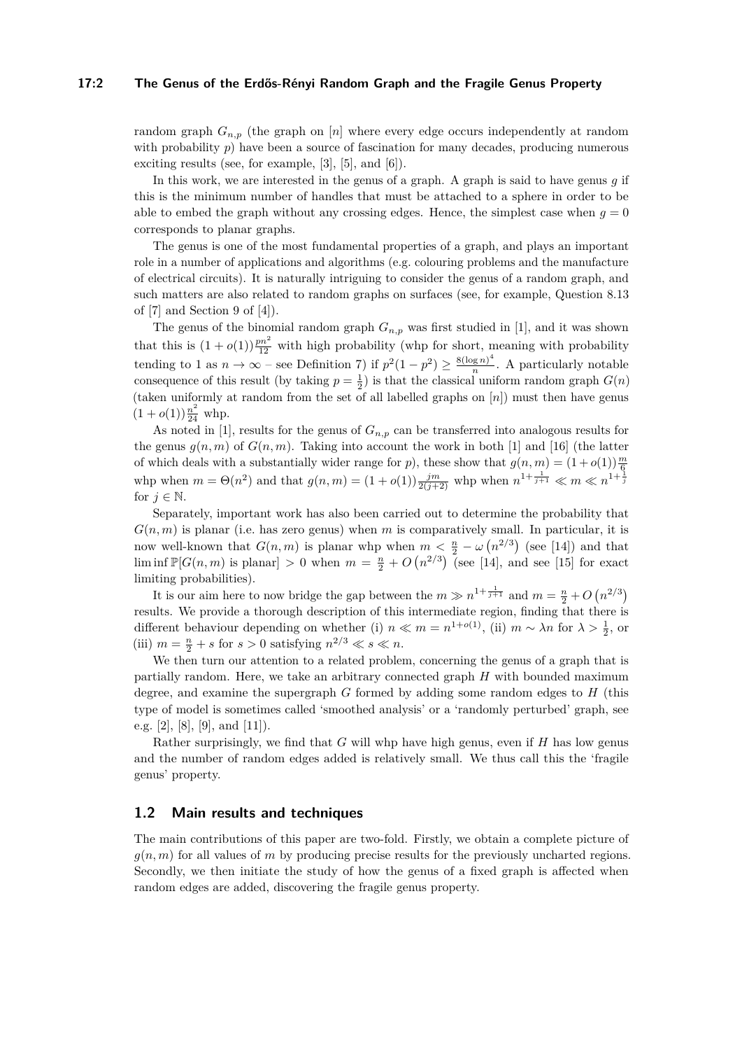random graph $G_{n,p}$ (the graph on $[n]$ where every edge occurs independently at random with probability $p$) have been a source of fascination for many decades, producing numerous exciting results (see, for example, [3], [5], and [6]).

In this work, we are interested in the genus of a graph. A graph is said to have genus $g$ if this is the minimum number of handles that must be attached to a sphere in order to be able to embed the graph without any crossing edges. Hence, the simplest case when $g = 0$ corresponds to planar graphs.

The genus is one of the most fundamental properties of a graph, and plays an important role in a number of applications and algorithms (e.g. colouring problems and the manufacture of electrical circuits). It is naturally intriguing to consider the genus of a random graph, and such matters are also related to random graphs on surfaces (see, for example, Question 8.13 of [7] and Section 9 of [4]).

The genus of the binomial random graph $G_{n,p}$ was first studied in [1], and it was shown that this is $(1 + o(1))\frac{pn^2}{12}$ with high probability (whp for short, meaning with probability tending to 1 as $n \to \infty$ – see Definition 7) if $p^2(1-p^2) \geq \frac{8(\log n)^4}{n}$. A particularly notable consequence of this result (by taking $p = \frac{1}{2}$) is that the classical uniform random graph $G(n)$ (taken uniformly at random from the set of all labelled graphs on $[n]$) must then have genus $(1 + o(1))\frac{n^2}{24}$ whp.

As noted in [1], results for the genus of $G_{n,p}$ can be transferred into analogous results for the genus $g(n,m)$ of $G(n,m)$. Taking into account the work in both [1] and [16] (the latter of which deals with a substantially wider range for $p$), these show that $g(n,m) = (1+o(1))\frac{m}{6}$ whp when $m = \Theta(n^2)$ and that $g(n,m) = (1 + o(1))\frac{jm}{2(j+2)}$ whp when $n^{1+\frac{1}{j+1}} \ll m \ll n^{1+\frac{1}{j}}$ for $j \in \mathbb{N}$.

Separately, important work has also been carried out to determine the probability that $G(n,m)$ is planar (i.e. has zero genus) when $m$ is comparatively small. In particular, it is now well-known that $G(n,m)$ is planar whp when $m < \frac{n}{2} - \omega\left(n^{2/3}\right)$ (see [14]) and that $\liminf \mathbb{P}[G(n,m) \text{ is planar}] > 0$ when $m = \frac{n}{2} + O\left(n^{2/3}\right)$ (see [14], and see [15] for exact limiting probabilities).

It is our aim here to now bridge the gap between the $m \gg n^{1+\frac{1}{j+1}}$ and $m = \frac{n}{2} + O\left(n^{2/3}\right)$ results. We provide a thorough description of this intermediate region, finding that there is different behaviour depending on whether (i) $n \ll m = n^{1+o(1)}$, (ii) $m \sim \lambda n$ for $\lambda > \frac{1}{2}$, or (iii) $m = \frac{n}{2} + s$ for $s > 0$ satisfying $n^{2/3} \ll s \ll n$.

We then turn our attention to a related problem, concerning the genus of a graph that is partially random. Here, we take an arbitrary connected graph $H$ with bounded maximum degree, and examine the supergraph $G$ formed by adding some random edges to $H$ (this type of model is sometimes called 'smoothed analysis' or a 'randomly perturbed' graph, see e.g. [2], [8], [9], and [11]).

Rather surprisingly, we find that $G$ will whp have high genus, even if $H$ has low genus and the number of random edges added is relatively small. We thus call this the 'fragile genus' property.

## 1.2 Main results and techniques

The main contributions of this paper are two-fold. Firstly, we obtain a complete picture of $g(n,m)$ for all values of $m$ by producing precise results for the previously uncharted regions. Secondly, we then initiate the study of how the genus of a fixed graph is affected when random edges are added, discovering the fragile genus property.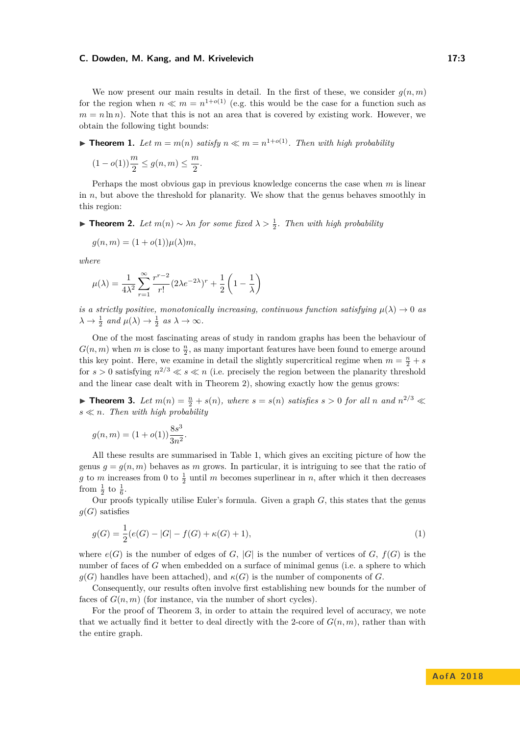We now present our main results in detail. In the first of these, we consider $g(n,m)$ for the region when $n \ll m = n^{1+o(1)}$ (e.g. this would be the case for a function such as $m = n \ln n$). Note that this is not an area that is covered by existing work. However, we obtain the following tight bounds:

▶ **Theorem 1.** *Let $m = m(n)$ satisfy $n \ll m = n^{1+o(1)}$. Then with high probability*

$$(1 - o(1))\frac{m}{2} \leq g(n,m) \leq \frac{m}{2}.$$

Perhaps the most obvious gap in previous knowledge concerns the case when $m$ is linear in $n$, but above the threshold for planarity. We show that the genus behaves smoothly in this region:

▶ **Theorem 2.** *Let $m(n) \sim \lambda n$ for some fixed $\lambda > \frac{1}{2}$. Then with high probability*

$$g(n,m) = (1 + o(1))\mu(\lambda)m,$$

*where*

$$\mu(\lambda) = \frac{1}{4\lambda^2}\sum_{r=1}^{\infty}\frac{r^{r-2}}{r!}(2\lambda e^{-2\lambda})^r + \frac{1}{2}\left(1 - \frac{1}{\lambda}\right)$$

*is a strictly positive, monotonically increasing, continuous function satisfying $\mu(\lambda) \to 0$ as $\lambda \to \frac{1}{2}$ and $\mu(\lambda) \to \frac{1}{2}$ as $\lambda \to \infty$.*

One of the most fascinating areas of study in random graphs has been the behaviour of $G(n,m)$ when $m$ is close to $\frac{n}{2}$, as many important features have been found to emerge around this key point. Here, we examine in detail the slightly supercritical regime when $m = \frac{n}{2} + s$ for $s > 0$ satisfying $n^{2/3} \ll s \ll n$ (i.e. precisely the region between the planarity threshold and the linear case dealt with in Theorem 2), showing exactly how the genus grows:

▶ **Theorem 3.** *Let $m(n) = \frac{n}{2} + s(n)$, where $s = s(n)$ satisfies $s > 0$ for all $n$ and $n^{2/3} \ll s \ll n$. Then with high probability*

$$g(n,m) = (1 + o(1))\frac{8s^3}{3n^2}.$$

All these results are summarised in Table 1, which gives an exciting picture of how the genus $g = g(n,m)$ behaves as $m$ grows. In particular, it is intriguing to see that the ratio of $g$ to $m$ increases from 0 to $\frac{1}{2}$ until $m$ becomes superlinear in $n$, after which it then decreases from $\frac{1}{2}$ to $\frac{1}{6}$.

Our proofs typically utilise Euler's formula. Given a graph $G$, this states that the genus $g(G)$ satisfies

$$g(G) = \frac{1}{2}(e(G) - |G| - f(G) + \kappa(G) + 1), \tag{1}$$

where $e(G)$ is the number of edges of $G$, $|G|$ is the number of vertices of $G$, $f(G)$ is the number of faces of $G$ when embedded on a surface of minimal genus (i.e. a sphere to which $g(G)$ handles have been attached), and $\kappa(G)$ is the number of components of $G$.

Consequently, our results often involve first establishing new bounds for the number of faces of $G(n,m)$ (for instance, via the number of short cycles).

For the proof of Theorem 3, in order to attain the required level of accuracy, we note that we actually find it better to deal directly with the 2-core of $G(n,m)$, rather than with the entire graph.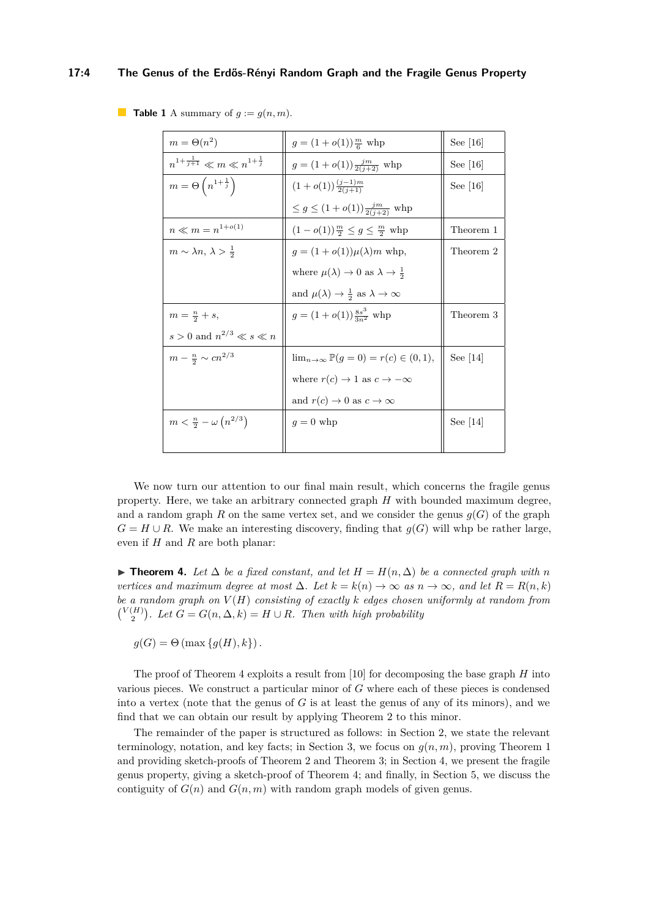**Table 1** A summary of $g := g(n, m)$.

| | | |
|---|---|---|
| $m = \Theta(n^2)$ | $g = (1 + o(1))\frac{m}{6}$ whp | See [16] |
| $n^{1+\frac{1}{j+1}} \ll m \ll n^{1+\frac{1}{j}}$ | $g = (1 + o(1))\frac{jm}{2(j+2)}$ whp | See [16] |
| $m = \Theta\left(n^{1+\frac{1}{j}}\right)$ | $(1 + o(1))\frac{(j-1)m}{2(j+1)}$ $\leq g \leq (1 + o(1))\frac{jm}{2(j+2)}$ whp | See [16] |
| $n \ll m = n^{1+o(1)}$ | $(1 - o(1))\frac{m}{2} \leq g \leq \frac{m}{2}$ whp | Theorem 1 |
| $m \sim \lambda n$, $\lambda > \frac{1}{2}$ | $g = (1 + o(1))\mu(\lambda)m$ whp, where $\mu(\lambda) \to 0$ as $\lambda \to \frac{1}{2}$ and $\mu(\lambda) \to \frac{1}{2}$ as $\lambda \to \infty$ | Theorem 2 |
| $m = \frac{n}{2} + s$, $s > 0$ and $n^{2/3} \ll s \ll n$ | $g = (1 + o(1))\frac{8s^3}{3n^2}$ whp | Theorem 3 |
| $m - \frac{n}{2} \sim cn^{2/3}$ | $\lim_{n\to\infty} \mathbb{P}(g = 0) = r(c) \in (0, 1)$, where $r(c) \to 1$ as $c \to -\infty$ and $r(c) \to 0$ as $c \to \infty$ | See [14] |
| $m < \frac{n}{2} - \omega\left(n^{2/3}\right)$ | $g = 0$ whp | See [14] |

We now turn our attention to our final main result, which concerns the fragile genus property. Here, we take an arbitrary connected graph $H$ with bounded maximum degree, and a random graph $R$ on the same vertex set, and we consider the genus $g(G)$ of the graph $G = H \cup R$. We make an interesting discovery, finding that $g(G)$ will whp be rather large, even if $H$ and $R$ are both planar:

▶ **Theorem 4.** *Let $\Delta$ be a fixed constant, and let $H = H(n, \Delta)$ be a connected graph with $n$ vertices and maximum degree at most $\Delta$. Let $k = k(n) \to \infty$ as $n \to \infty$, and let $R = R(n, k)$ be a random graph on $V(H)$ consisting of exactly $k$ edges chosen uniformly at random from $\binom{V(H)}{2}$. Let $G = G(n, \Delta, k) = H \cup R$. Then with high probability*

$$g(G) = \Theta(\max\{g(H), k\}).$$

The proof of Theorem 4 exploits a result from [10] for decomposing the base graph $H$ into various pieces. We construct a particular minor of $G$ where each of these pieces is condensed into a vertex (note that the genus of $G$ is at least the genus of any of its minors), and we find that we can obtain our result by applying Theorem 2 to this minor.

The remainder of the paper is structured as follows: in Section 2, we state the relevant terminology, notation, and key facts; in Section 3, we focus on $g(n, m)$, proving Theorem 1 and providing sketch-proofs of Theorem 2 and Theorem 3; in Section 4, we present the fragile genus property, giving a sketch-proof of Theorem 4; and finally, in Section 5, we discuss the contiguity of $G(n)$ and $G(n, m)$ with random graph models of given genus.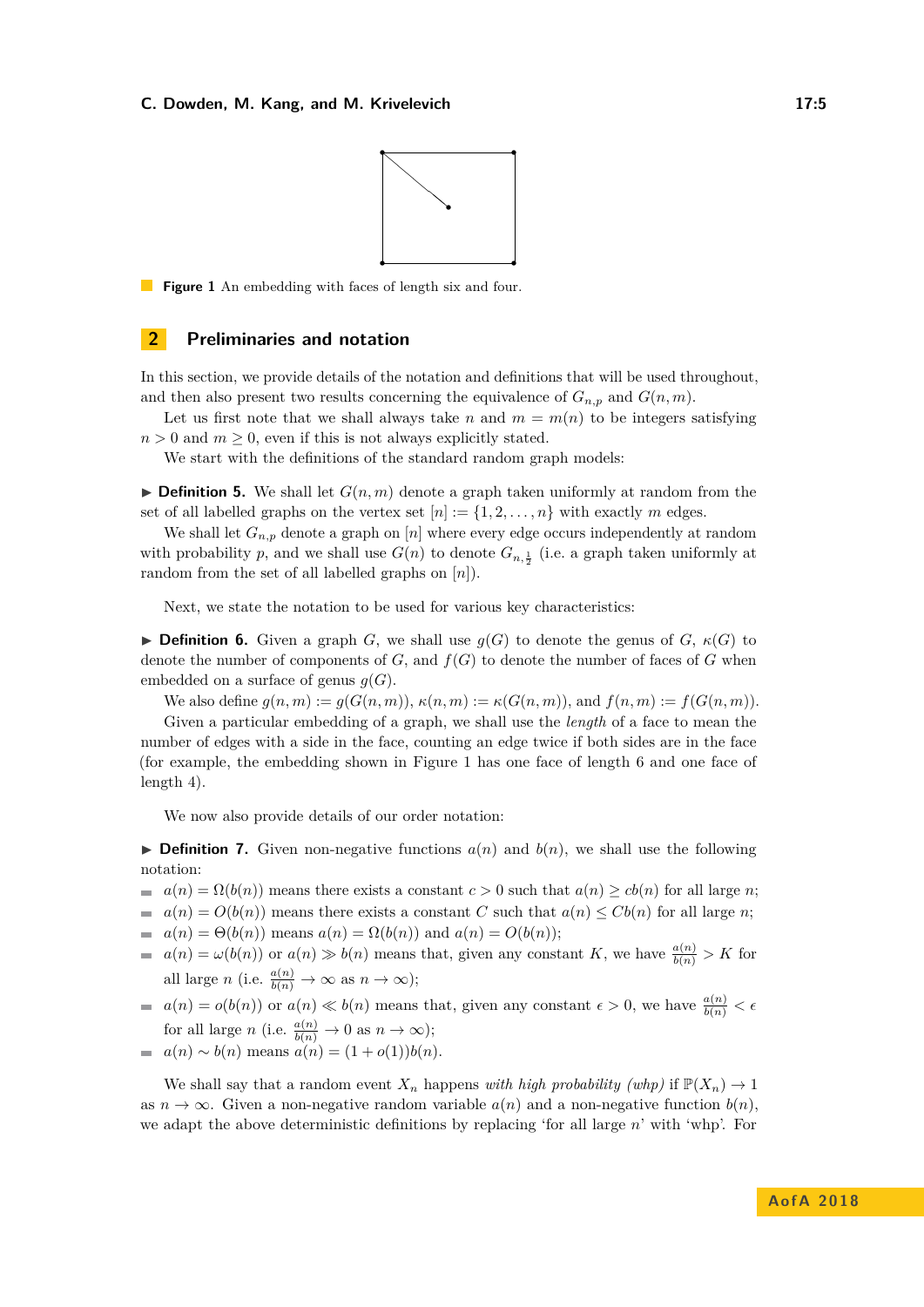Figure 1 An embedding with faces of length six and four.

## 2 Preliminaries and notation

In this section, we provide details of the notation and definitions that will be used throughout, and then also present two results concerning the equivalence of $G_{n,p}$ and $G(n,m)$.

Let us first note that we shall always take $n$ and $m = m(n)$ to be integers satisfying $n > 0$ and $m \geq 0$, even if this is not always explicitly stated.

We start with the definitions of the standard random graph models:

▶ **Definition 5.** We shall let $G(n,m)$ denote a graph taken uniformly at random from the set of all labelled graphs on the vertex set $[n] := \{1, 2, \ldots, n\}$ with exactly $m$ edges.

We shall let $G_{n,p}$ denote a graph on $[n]$ where every edge occurs independently at random with probability $p$, and we shall use $G(n)$ to denote $G_{n,\frac{1}{2}}$ (i.e. a graph taken uniformly at random from the set of all labelled graphs on $[n]$).

Next, we state the notation to be used for various key characteristics:

▶ **Definition 6.** Given a graph $G$, we shall use $g(G)$ to denote the genus of $G$, $\kappa(G)$ to denote the number of components of $G$, and $f(G)$ to denote the number of faces of $G$ when embedded on a surface of genus $g(G)$.

We also define $g(n,m) := g(G(n,m))$, $\kappa(n,m) := \kappa(G(n,m))$, and $f(n,m) := f(G(n,m))$.

Given a particular embedding of a graph, we shall use the *length* of a face to mean the number of edges with a side in the face, counting an edge twice if both sides are in the face (for example, the embedding shown in Figure 1 has one face of length 6 and one face of length 4).

We now also provide details of our order notation:

▶ **Definition 7.** Given non-negative functions $a(n)$ and $b(n)$, we shall use the following notation:

- $a(n) = \Omega(b(n))$ means there exists a constant $c > 0$ such that $a(n) \geq cb(n)$ for all large $n$;
- $a(n) = O(b(n))$ means there exists a constant $C$ such that $a(n) \leq Cb(n)$ for all large $n$;
- $a(n) = \Theta(b(n))$ means $a(n) = \Omega(b(n))$ and $a(n) = O(b(n))$;
- $a(n) = \omega(b(n))$ or $a(n) \gg b(n)$ means that, given any constant $K$, we have $\frac{a(n)}{b(n)} > K$ for all large $n$ (i.e. $\frac{a(n)}{b(n)} \to \infty$ as $n \to \infty$);
- $a(n) = o(b(n))$ or $a(n) \ll b(n)$ means that, given any constant $\epsilon > 0$, we have $\frac{a(n)}{b(n)} < \epsilon$ for all large $n$ (i.e. $\frac{a(n)}{b(n)} \to 0$ as $n \to \infty$);
- $a(n) \sim b(n)$ means $a(n) = (1 + o(1))b(n)$.

We shall say that a random event $X_n$ happens *with high probability (whp)* if $\mathbb{P}(X_n) \to 1$ as $n \to \infty$. Given a non-negative random variable $a(n)$ and a non-negative function $b(n)$, we adapt the above deterministic definitions by replacing 'for all large $n$' with 'whp'. For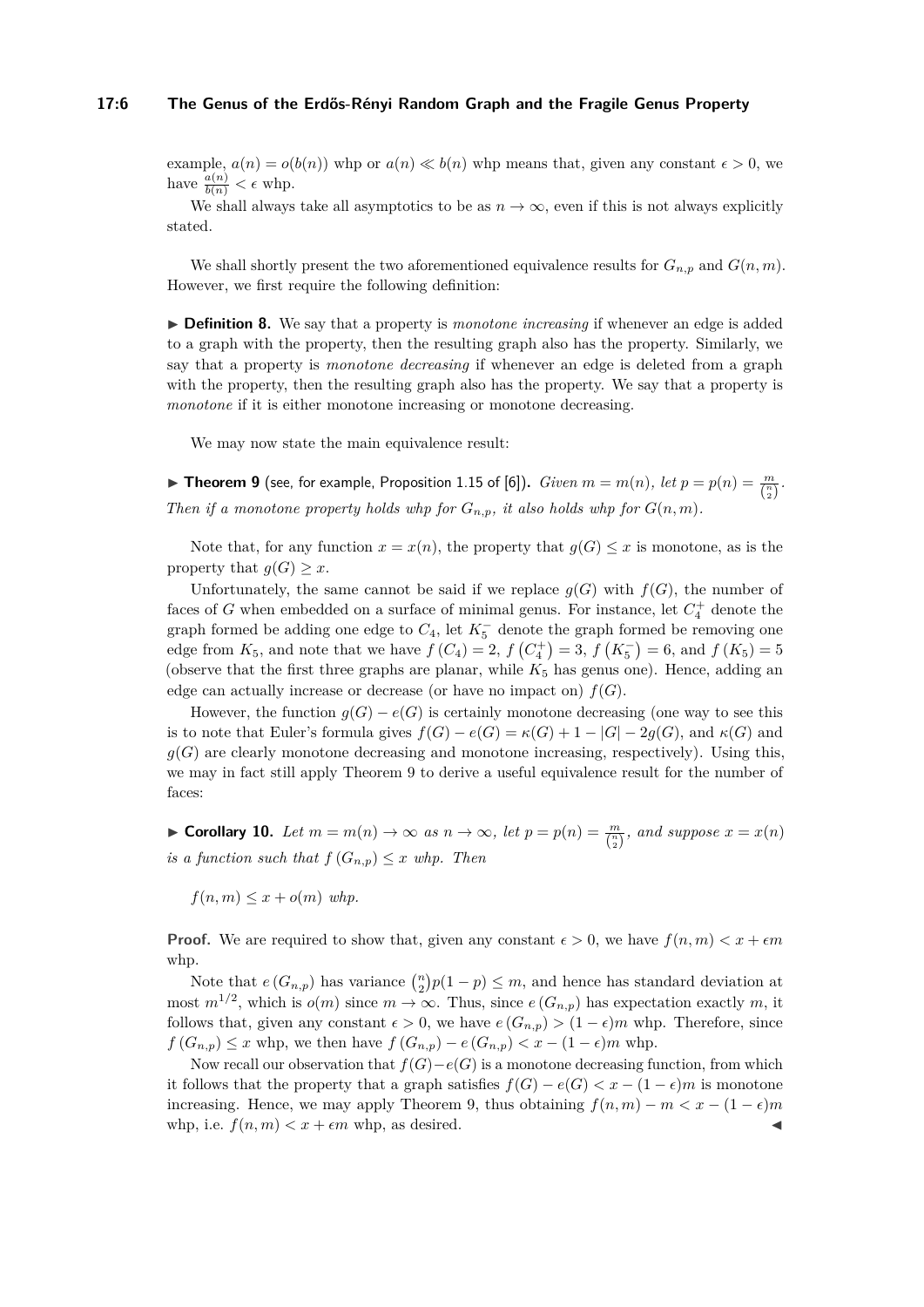example, $a(n) = o(b(n))$ whp or $a(n) \ll b(n)$ whp means that, given any constant $\epsilon > 0$, we have $\frac{a(n)}{b(n)} < \epsilon$ whp.

We shall always take all asymptotics to be as $n \to \infty$, even if this is not always explicitly stated.

We shall shortly present the two aforementioned equivalence results for $G_{n,p}$ and $G(n,m)$. However, we first require the following definition:

▶ **Definition 8.** We say that a property is *monotone increasing* if whenever an edge is added to a graph with the property, then the resulting graph also has the property. Similarly, we say that a property is *monotone decreasing* if whenever an edge is deleted from a graph with the property, then the resulting graph also has the property. We say that a property is *monotone* if it is either monotone increasing or monotone decreasing.

We may now state the main equivalence result:

▶ **Theorem 9** (see, for example, Proposition 1.15 of [6]). *Given $m = m(n)$, let $p = p(n) = \frac{m}{\binom{n}{2}}$. Then if a monotone property holds whp for $G_{n,p}$, it also holds whp for $G(n,m)$.*

Note that, for any function $x = x(n)$, the property that $g(G) \leq x$ is monotone, as is the property that $g(G) \geq x$.

Unfortunately, the same cannot be said if we replace $g(G)$ with $f(G)$, the number of faces of $G$ when embedded on a surface of minimal genus. For instance, let $C_4^+$ denote the graph formed be adding one edge to $C_4$, let $K_5^-$ denote the graph formed be removing one edge from $K_5$, and note that we have $f(C_4) = 2$, $f(C_4^+) = 3$, $f(K_5^-) = 6$, and $f(K_5) = 5$ (observe that the first three graphs are planar, while $K_5$ has genus one). Hence, adding an edge can actually increase or decrease (or have no impact on) $f(G)$.

However, the function $g(G) - e(G)$ is certainly monotone decreasing (one way to see this is to note that Euler's formula gives $f(G) - e(G) = \kappa(G) + 1 - |G| - 2g(G)$, and $\kappa(G)$ and $g(G)$ are clearly monotone decreasing and monotone increasing, respectively). Using this, we may in fact still apply Theorem 9 to derive a useful equivalence result for the number of faces:

▶ **Corollary 10.** *Let $m = m(n) \to \infty$ as $n \to \infty$, let $p = p(n) = \frac{m}{\binom{n}{2}}$, and suppose $x = x(n)$ is a function such that $f(G_{n,p}) \leq x$ whp. Then*

$f(n,m) \leq x + o(m)$ *whp.*

**Proof.** We are required to show that, given any constant $\epsilon > 0$, we have $f(n,m) < x + \epsilon m$ whp.

Note that $e(G_{n,p})$ has variance $\binom{n}{2}p(1-p) \leq m$, and hence has standard deviation at most $m^{1/2}$, which is $o(m)$ since $m \to \infty$. Thus, since $e(G_{n,p})$ has expectation exactly $m$, it follows that, given any constant $\epsilon > 0$, we have $e(G_{n,p}) > (1-\epsilon)m$ whp. Therefore, since $f(G_{n,p}) \leq x$ whp, we then have $f(G_{n,p}) - e(G_{n,p}) < x - (1-\epsilon)m$ whp.

Now recall our observation that $f(G) - e(G)$ is a monotone decreasing function, from which it follows that the property that a graph satisfies $f(G) - e(G) < x - (1-\epsilon)m$ is monotone increasing. Hence, we may apply Theorem 9, thus obtaining $f(n,m) - m < x - (1-\epsilon)m$ whp, i.e. $f(n,m) < x + \epsilon m$ whp, as desired. ◀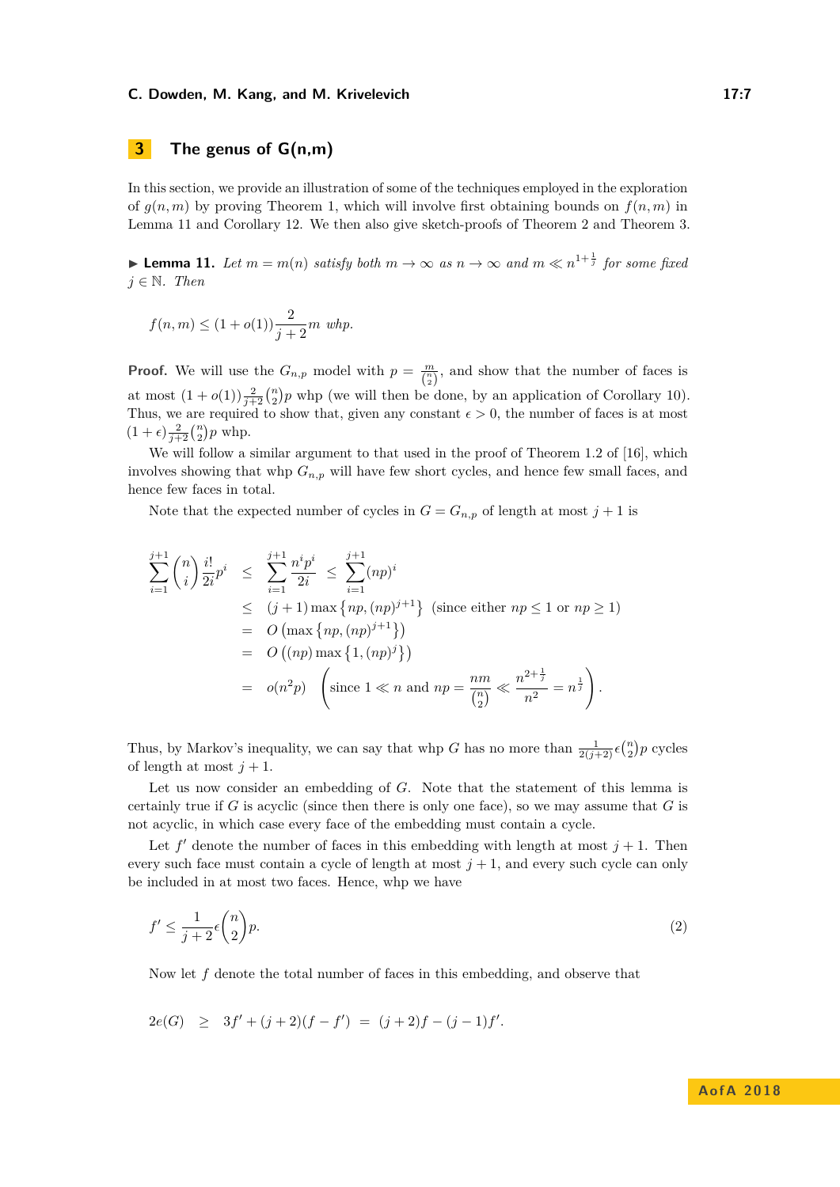## 3 The genus of G(n,m)

In this section, we provide an illustration of some of the techniques employed in the exploration of $g(n,m)$ by proving Theorem 1, which will involve first obtaining bounds on $f(n,m)$ in Lemma 11 and Corollary 12. We then also give sketch-proofs of Theorem 2 and Theorem 3.

▶ **Lemma 11.** *Let $m = m(n)$ satisfy both $m \to \infty$ as $n \to \infty$ and $m \ll n^{1+\frac{1}{j}}$ for some fixed $j \in \mathbb{N}$. Then*

$$f(n,m) \leq (1+o(1))\frac{2}{j+2}m \text{ whp.}$$

**Proof.** We will use the $G_{n,p}$ model with $p = \frac{m}{\binom{n}{2}}$, and show that the number of faces is at most $(1+o(1))\frac{2}{j+2}\binom{n}{2}p$ whp (we will then be done, by an application of Corollary 10). Thus, we are required to show that, given any constant $\epsilon > 0$, the number of faces is at most $(1+\epsilon)\frac{2}{j+2}\binom{n}{2}p$ whp.

We will follow a similar argument to that used in the proof of Theorem 1.2 of [16], which involves showing that whp $G_{n,p}$ will have few short cycles, and hence few small faces, and hence few faces in total.

Note that the expected number of cycles in $G = G_{n,p}$ of length at most $j+1$ is

$$\begin{aligned}
\sum_{i=1}^{j+1}\binom{n}{i}\frac{i!}{2i}p^i &\leq \sum_{i=1}^{j+1}\frac{n^ip^i}{2i} \leq \sum_{i=1}^{j+1}(np)^i \\
&\leq (j+1)\max\left\{np,(np)^{j+1}\right\} \text{ (since either } np \leq 1 \text{ or } np \geq 1) \\
&= O\left(\max\left\{np,(np)^{j+1}\right\}\right) \\
&= O\left((np)\max\left\{1,(np)^j\right\}\right) \\
&= o(n^2p) \quad \left(\text{since } 1 \ll n \text{ and } np = \frac{nm}{\binom{n}{2}} \ll \frac{n^{2+\frac{1}{j}}}{n^2} = n^{\frac{1}{j}}\right).
\end{aligned}$$

Thus, by Markov's inequality, we can say that whp $G$ has no more than $\frac{1}{2(j+2)}\epsilon\binom{n}{2}p$ cycles of length at most $j+1$.

Let us now consider an embedding of $G$. Note that the statement of this lemma is certainly true if $G$ is acyclic (since then there is only one face), so we may assume that $G$ is not acyclic, in which case every face of the embedding must contain a cycle.

Let $f'$ denote the number of faces in this embedding with length at most $j+1$. Then every such face must contain a cycle of length at most $j+1$, and every such cycle can only be included in at most two faces. Hence, whp we have

$$f' \leq \frac{1}{j+2}\epsilon\binom{n}{2}p. \tag{2}$$

Now let $f$ denote the total number of faces in this embedding, and observe that

$$2e(G) \geq 3f' + (j+2)(f-f') = (j+2)f - (j-1)f'.$$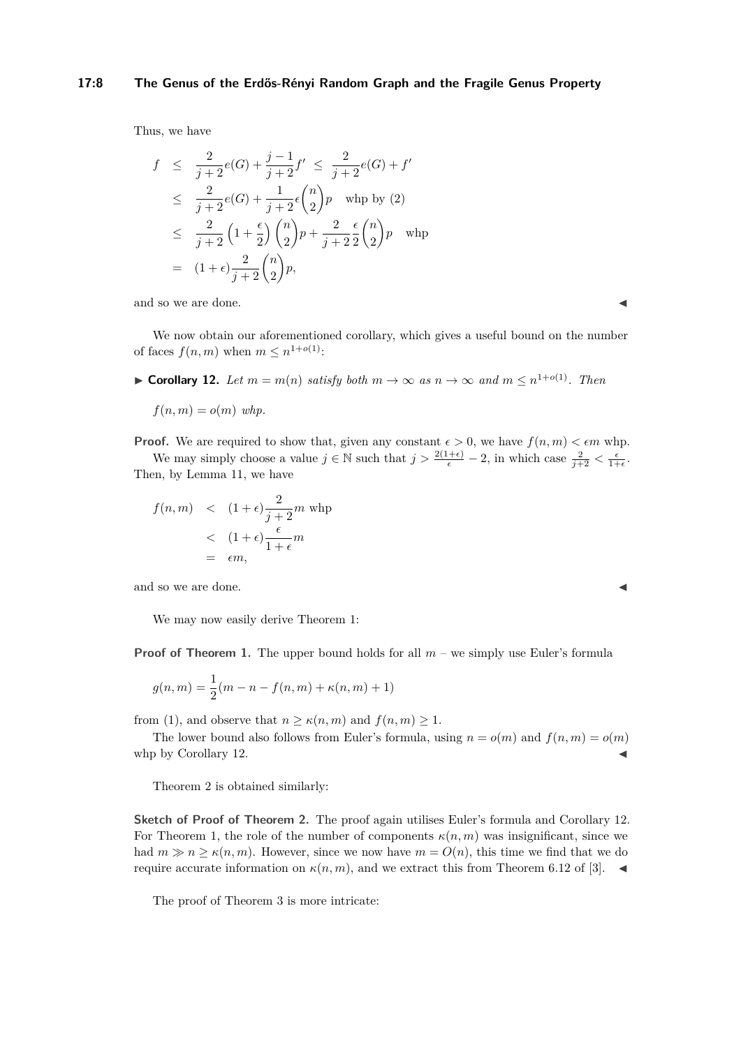Thus, we have

$$
\begin{aligned}
f &\leq \frac{2}{j+2}e(G) + \frac{j-1}{j+2}f' \;\leq\; \frac{2}{j+2}e(G) + f' \\
&\leq \frac{2}{j+2}e(G) + \frac{1}{j+2}\epsilon\binom{n}{2}p \quad \text{whp by (2)} \\
&\leq \frac{2}{j+2}\left(1+\frac{\epsilon}{2}\right)\binom{n}{2}p + \frac{2}{j+2}\frac{\epsilon}{2}\binom{n}{2}p \quad \text{whp} \\
&= (1+\epsilon)\frac{2}{j+2}\binom{n}{2}p,
\end{aligned}
$$

and so we are done. ◀

We now obtain our aforementioned corollary, which gives a useful bound on the number of faces $f(n,m)$ when $m \leq n^{1+o(1)}$:

▶ **Corollary 12.** *Let $m = m(n)$ satisfy both $m \to \infty$ as $n \to \infty$ and $m \leq n^{1+o(1)}$. Then*

$f(n,m) = o(m)$ *whp.*

**Proof.** We are required to show that, given any constant $\epsilon > 0$, we have $f(n,m) < \epsilon m$ whp.

We may simply choose a value $j \in \mathbb{N}$ such that $j > \frac{2(1+\epsilon)}{\epsilon} - 2$, in which case $\frac{2}{j+2} < \frac{\epsilon}{1+\epsilon}$. Then, by Lemma 11, we have

$$
\begin{aligned}
f(n,m) &< (1+\epsilon)\frac{2}{j+2}m \text{ whp} \\
&< (1+\epsilon)\frac{\epsilon}{1+\epsilon}m \\
&= \epsilon m,
\end{aligned}
$$

and so we are done. ◀

We may now easily derive Theorem 1:

**Proof of Theorem 1.** The upper bound holds for all $m$ – we simply use Euler's formula

$$g(n,m) = \frac{1}{2}(m - n - f(n,m) + \kappa(n,m) + 1)$$

from (1), and observe that $n \geq \kappa(n,m)$ and $f(n,m) \geq 1$.

The lower bound also follows from Euler's formula, using $n = o(m)$ and $f(n,m) = o(m)$ whp by Corollary 12. ◀

Theorem 2 is obtained similarly:

**Sketch of Proof of Theorem 2.** The proof again utilises Euler's formula and Corollary 12. For Theorem 1, the role of the number of components $\kappa(n,m)$ was insignificant, since we had $m \gg n \geq \kappa(n,m)$. However, since we now have $m = O(n)$, this time we find that we do require accurate information on $\kappa(n,m)$, and we extract this from Theorem 6.12 of [3]. ◀

The proof of Theorem 3 is more intricate: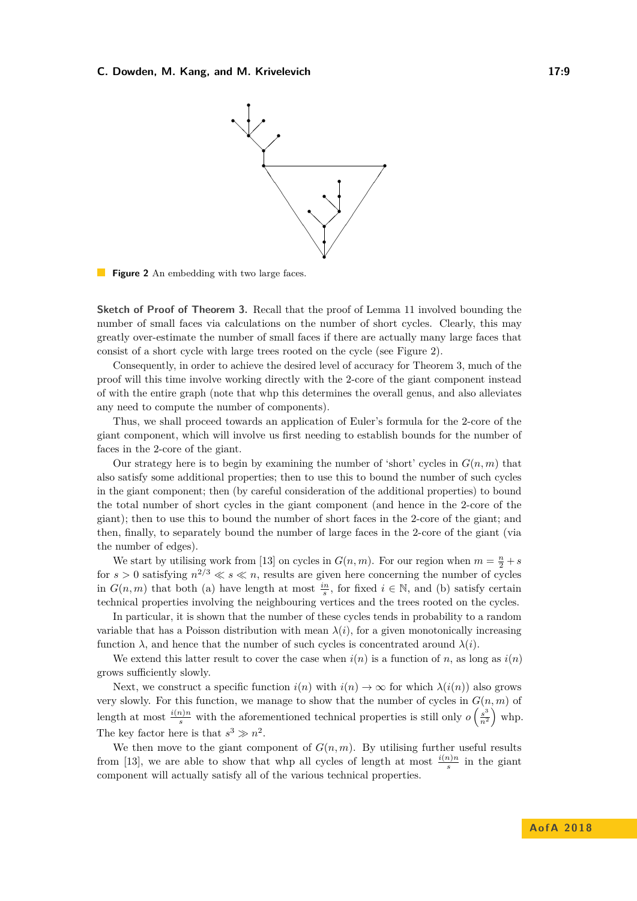**Figure 2** An embedding with two large faces.

**Sketch of Proof of Theorem 3.** Recall that the proof of Lemma 11 involved bounding the number of small faces via calculations on the number of short cycles. Clearly, this may greatly over-estimate the number of small faces if there are actually many large faces that consist of a short cycle with large trees rooted on the cycle (see Figure 2).

Consequently, in order to achieve the desired level of accuracy for Theorem 3, much of the proof will this time involve working directly with the 2-core of the giant component instead of with the entire graph (note that whp this determines the overall genus, and also alleviates any need to compute the number of components).

Thus, we shall proceed towards an application of Euler's formula for the 2-core of the giant component, which will involve us first needing to establish bounds for the number of faces in the 2-core of the giant.

Our strategy here is to begin by examining the number of 'short' cycles in $G(n,m)$ that also satisfy some additional properties; then to use this to bound the number of such cycles in the giant component; then (by careful consideration of the additional properties) to bound the total number of short cycles in the giant component (and hence in the 2-core of the giant); then to use this to bound the number of short faces in the 2-core of the giant; and then, finally, to separately bound the number of large faces in the 2-core of the giant (via the number of edges).

We start by utilising work from [13] on cycles in $G(n,m)$. For our region when $m = \frac{n}{2} + s$ for $s > 0$ satisfying $n^{2/3} \ll s \ll n$, results are given here concerning the number of cycles in $G(n,m)$ that both (a) have length at most $\frac{in}{s}$, for fixed $i \in \mathbb{N}$, and (b) satisfy certain technical properties involving the neighbouring vertices and the trees rooted on the cycles.

In particular, it is shown that the number of these cycles tends in probability to a random variable that has a Poisson distribution with mean $\lambda(i)$, for a given monotonically increasing function $\lambda$, and hence that the number of such cycles is concentrated around $\lambda(i)$.

We extend this latter result to cover the case when $i(n)$ is a function of $n$, as long as $i(n)$ grows sufficiently slowly.

Next, we construct a specific function $i(n)$ with $i(n) \to \infty$ for which $\lambda(i(n))$ also grows very slowly. For this function, we manage to show that the number of cycles in $G(n,m)$ of length at most $\frac{i(n)n}{s}$ with the aforementioned technical properties is still only $o\left(\frac{s^3}{n^2}\right)$ whp. The key factor here is that $s^3 \gg n^2$.

We then move to the giant component of $G(n,m)$. By utilising further useful results from [13], we are able to show that whp all cycles of length at most $\frac{i(n)n}{s}$ in the giant component will actually satisfy all of the various technical properties.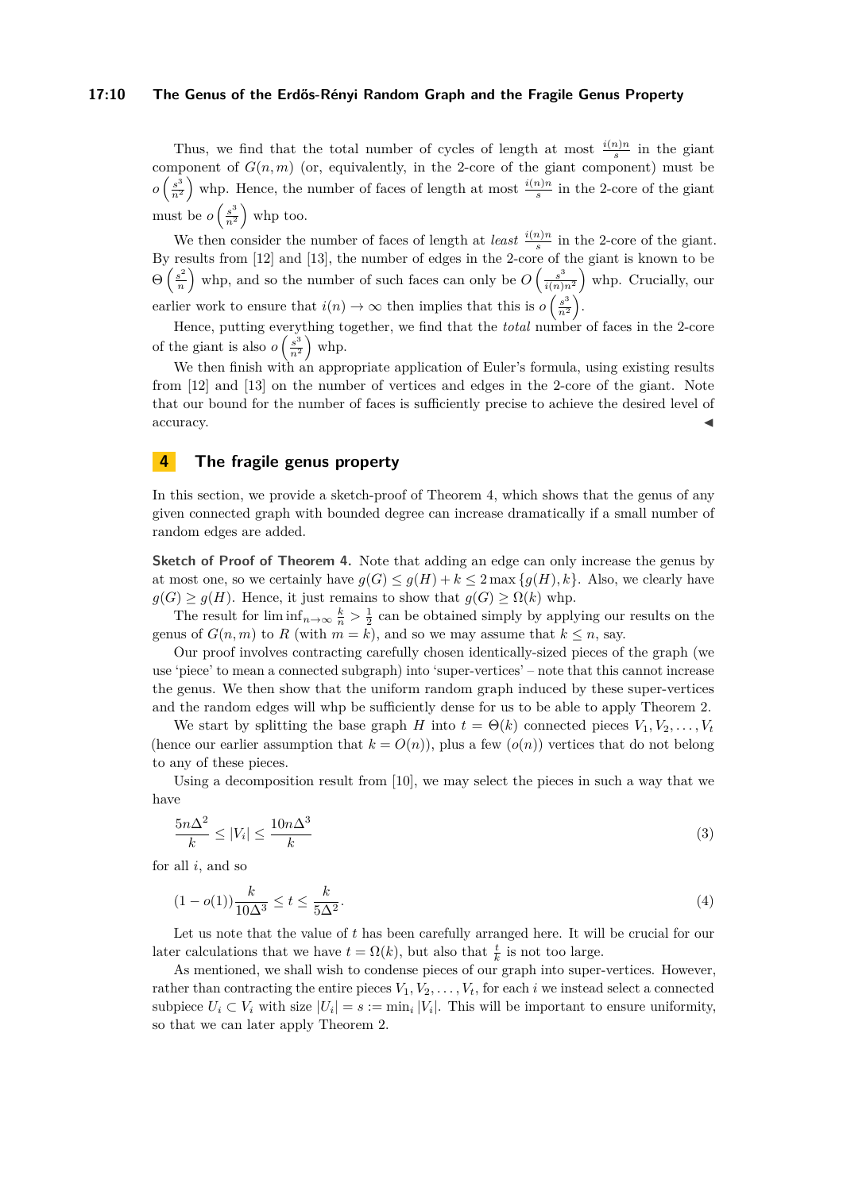Thus, we find that the total number of cycles of length at most $\frac{i(n)n}{s}$ in the giant component of $G(n,m)$ (or, equivalently, in the 2-core of the giant component) must be $o\left(\frac{s^3}{n^2}\right)$ whp. Hence, the number of faces of length at most $\frac{i(n)n}{s}$ in the 2-core of the giant must be $o\left(\frac{s^3}{n^2}\right)$ whp too.

We then consider the number of faces of length at *least* $\frac{i(n)n}{s}$ in the 2-core of the giant. By results from [12] and [13], the number of edges in the 2-core of the giant is known to be $\Theta\left(\frac{s^2}{n}\right)$ whp, and so the number of such faces can only be $O\left(\frac{s^3}{i(n)n^2}\right)$ whp. Crucially, our earlier work to ensure that $i(n) \to \infty$ then implies that this is $o\left(\frac{s^3}{n^2}\right)$.

Hence, putting everything together, we find that the *total* number of faces in the 2-core of the giant is also $o\left(\frac{s^3}{n^2}\right)$ whp.

We then finish with an appropriate application of Euler's formula, using existing results from [12] and [13] on the number of vertices and edges in the 2-core of the giant. Note that our bound for the number of faces is sufficiently precise to achieve the desired level of accuracy. ◀

## 4 The fragile genus property

In this section, we provide a sketch-proof of Theorem 4, which shows that the genus of any given connected graph with bounded degree can increase dramatically if a small number of random edges are added.

**Sketch of Proof of Theorem 4.** Note that adding an edge can only increase the genus by at most one, so we certainly have $g(G) \leq g(H) + k \leq 2\max\{g(H), k\}$. Also, we clearly have $g(G) \geq g(H)$. Hence, it just remains to show that $g(G) \geq \Omega(k)$ whp.

The result for $\liminf_{n\to\infty} \frac{k}{n} > \frac{1}{2}$ can be obtained simply by applying our results on the genus of $G(n,m)$ to $R$ (with $m = k$), and so we may assume that $k \leq n$, say.

Our proof involves contracting carefully chosen identically-sized pieces of the graph (we use 'piece' to mean a connected subgraph) into 'super-vertices' – note that this cannot increase the genus. We then show that the uniform random graph induced by these super-vertices and the random edges will whp be sufficiently dense for us to be able to apply Theorem 2.

We start by splitting the base graph $H$ into $t = \Theta(k)$ connected pieces $V_1, V_2, \ldots, V_t$ (hence our earlier assumption that $k = O(n)$), plus a few ($o(n)$) vertices that do not belong to any of these pieces.

Using a decomposition result from [10], we may select the pieces in such a way that we have

$$\frac{5n\Delta^2}{k} \leq |V_i| \leq \frac{10n\Delta^3}{k} \tag{3}$$

for all $i$, and so

$$(1 - o(1))\frac{k}{10\Delta^3} \leq t \leq \frac{k}{5\Delta^2}. \tag{4}$$

Let us note that the value of $t$ has been carefully arranged here. It will be crucial for our later calculations that we have $t = \Omega(k)$, but also that $\frac{t}{k}$ is not too large.

As mentioned, we shall wish to condense pieces of our graph into super-vertices. However, rather than contracting the entire pieces $V_1, V_2, \ldots, V_t$, for each $i$ we instead select a connected subpiece $U_i \subset V_i$ with size $|U_i| = s := \min_i |V_i|$. This will be important to ensure uniformity, so that we can later apply Theorem 2.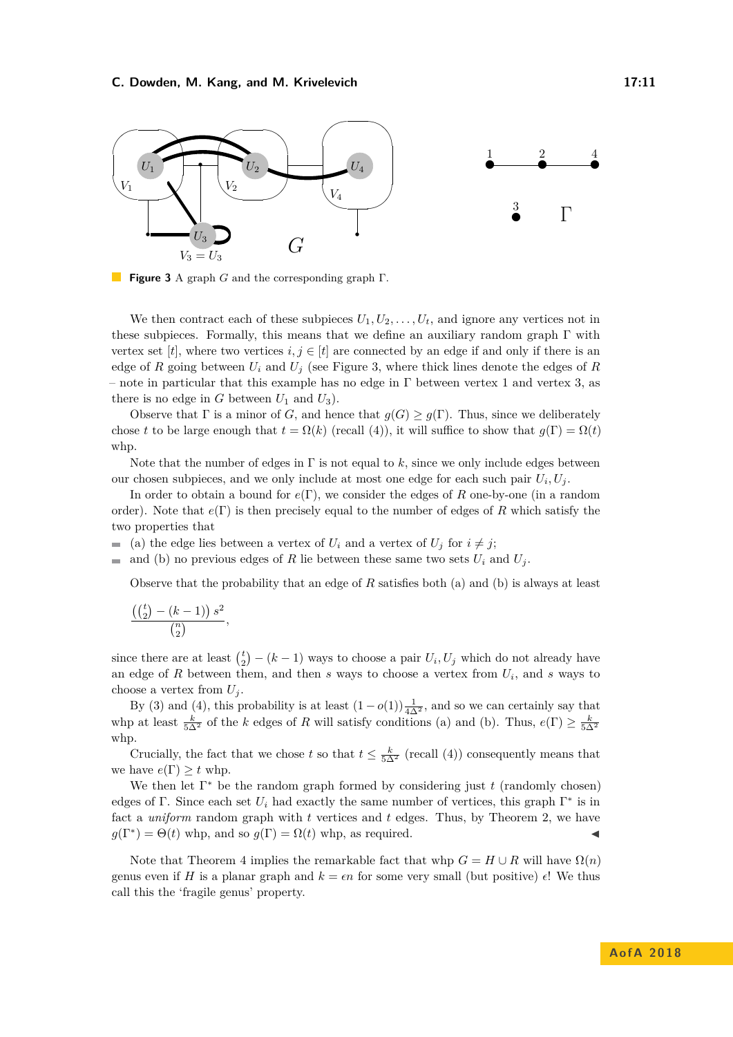**Figure 3** A graph $G$ and the corresponding graph $\Gamma$.

We then contract each of these subpieces $U_1, U_2, \ldots, U_t$, and ignore any vertices not in these subpieces. Formally, this means that we define an auxiliary random graph $\Gamma$ with vertex set $[t]$, where two vertices $i, j \in [t]$ are connected by an edge if and only if there is an edge of $R$ going between $U_i$ and $U_j$ (see Figure 3, where thick lines denote the edges of $R$ – note in particular that this example has no edge in $\Gamma$ between vertex 1 and vertex 3, as there is no edge in $G$ between $U_1$ and $U_3$).

Observe that $\Gamma$ is a minor of $G$, and hence that $g(G) \geq g(\Gamma)$. Thus, since we deliberately chose $t$ to be large enough that $t = \Omega(k)$ (recall (4)), it will suffice to show that $g(\Gamma) = \Omega(t)$ whp.

Note that the number of edges in $\Gamma$ is not equal to $k$, since we only include edges between our chosen subpieces, and we only include at most one edge for each such pair $U_i, U_j$.

In order to obtain a bound for $e(\Gamma)$, we consider the edges of $R$ one-by-one (in a random order). Note that $e(\Gamma)$ is then precisely equal to the number of edges of $R$ which satisfy the two properties that

- (a) the edge lies between a vertex of $U_i$ and a vertex of $U_j$ for $i \neq j$;
- and (b) no previous edges of $R$ lie between these same two sets $U_i$ and $U_j$.

Observe that the probability that an edge of $R$ satisfies both (a) and (b) is always at least

$$\frac{\left(\binom{t}{2} - (k-1)\right) s^2}{\binom{n}{2}},$$

since there are at least $\binom{t}{2} - (k-1)$ ways to choose a pair $U_i, U_j$ which do not already have an edge of $R$ between them, and then $s$ ways to choose a vertex from $U_i$, and $s$ ways to choose a vertex from $U_j$.

By (3) and (4), this probability is at least $(1 - o(1))\frac{1}{4\Delta^2}$, and so we can certainly say that whp at least $\frac{k}{5\Delta^2}$ of the $k$ edges of $R$ will satisfy conditions (a) and (b). Thus, $e(\Gamma) \geq \frac{k}{5\Delta^2}$ whp.

Crucially, the fact that we chose $t$ so that $t \leq \frac{k}{5\Delta^2}$ (recall (4)) consequently means that we have $e(\Gamma) \geq t$ whp.

We then let $\Gamma^*$ be the random graph formed by considering just $t$ (randomly chosen) edges of $\Gamma$. Since each set $U_i$ had exactly the same number of vertices, this graph $\Gamma^*$ is in fact a *uniform* random graph with $t$ vertices and $t$ edges. Thus, by Theorem 2, we have $g(\Gamma^*) = \Theta(t)$ whp, and so $g(\Gamma) = \Omega(t)$ whp, as required. ◀

Note that Theorem 4 implies the remarkable fact that whp $G = H \cup R$ will have $\Omega(n)$ genus even if $H$ is a planar graph and $k = \epsilon n$ for some very small (but positive) $\epsilon$! We thus call this the 'fragile genus' property.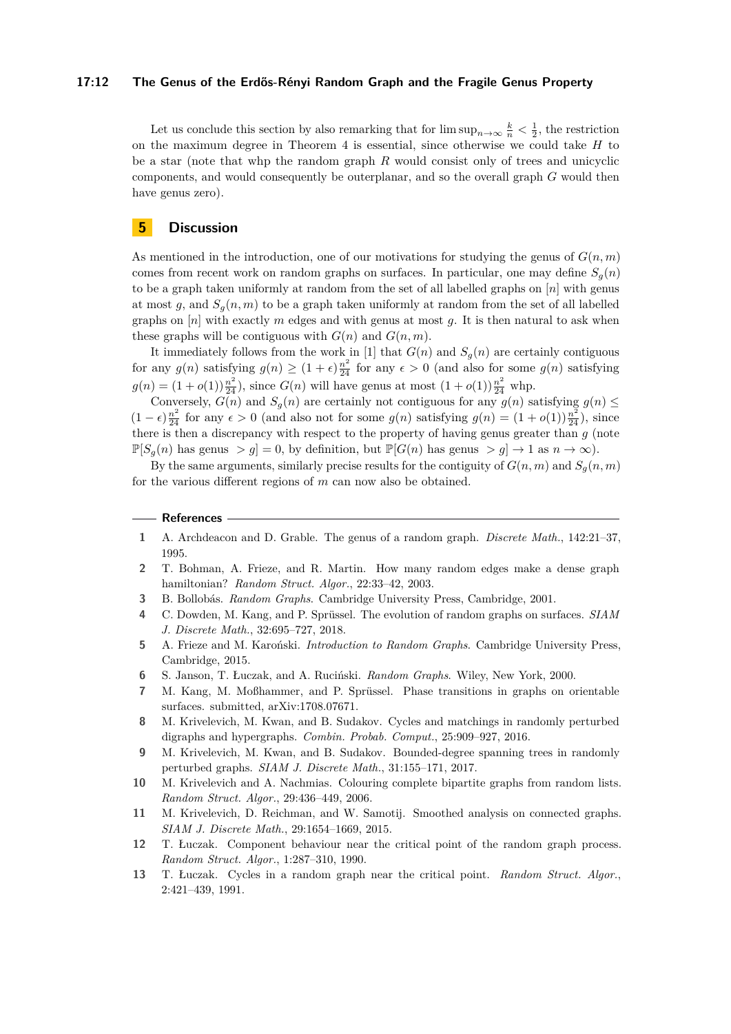Let us conclude this section by also remarking that for $\limsup_{n\to\infty} \frac{k}{n} < \frac{1}{2}$, the restriction on the maximum degree in Theorem 4 is essential, since otherwise we could take $H$ to be a star (note that whp the random graph $R$ would consist only of trees and unicyclic components, and would consequently be outerplanar, and so the overall graph $G$ would then have genus zero).

## 5 Discussion

As mentioned in the introduction, one of our motivations for studying the genus of $G(n, m)$ comes from recent work on random graphs on surfaces. In particular, one may define $S_g(n)$ to be a graph taken uniformly at random from the set of all labelled graphs on $[n]$ with genus at most $g$, and $S_g(n, m)$ to be a graph taken uniformly at random from the set of all labelled graphs on $[n]$ with exactly $m$ edges and with genus at most $g$. It is then natural to ask when these graphs will be contiguous with $G(n)$ and $G(n, m)$.

It immediately follows from the work in [1] that $G(n)$ and $S_g(n)$ are certainly contiguous for any $g(n)$ satisfying $g(n) \geq (1+\epsilon)\frac{n^2}{24}$ for any $\epsilon > 0$ (and also for some $g(n)$ satisfying $g(n) = (1+o(1))\frac{n^2}{24}$), since $G(n)$ will have genus at most $(1+o(1))\frac{n^2}{24}$ whp.

Conversely, $G(n)$ and $S_g(n)$ are certainly not contiguous for any $g(n)$ satisfying $g(n) \leq (1-\epsilon)\frac{n^2}{24}$ for any $\epsilon > 0$ (and also not for some $g(n)$ satisfying $g(n) = (1+o(1))\frac{n^2}{24}$), since there is then a discrepancy with respect to the property of having genus greater than $g$ (note $\mathbb{P}[S_g(n)$ has genus $> g] = 0$, by definition, but $\mathbb{P}[G(n)$ has genus $> g] \to 1$ as $n \to \infty$).

By the same arguments, similarly precise results for the contiguity of $G(n, m)$ and $S_g(n, m)$ for the various different regions of $m$ can now also be obtained.

## References

1. A. Archdeacon and D. Grable. The genus of a random graph. *Discrete Math.*, 142:21–37, 1995.
2. T. Bohman, A. Frieze, and R. Martin. How many random edges make a dense graph hamiltonian? *Random Struct. Algor.*, 22:33–42, 2003.
3. B. Bollobás. *Random Graphs*. Cambridge University Press, Cambridge, 2001.
4. C. Dowden, M. Kang, and P. Sprüssel. The evolution of random graphs on surfaces. *SIAM J. Discrete Math.*, 32:695–727, 2018.
5. A. Frieze and M. Karoński. *Introduction to Random Graphs*. Cambridge University Press, Cambridge, 2015.
6. S. Janson, T. Łuczak, and A. Ruciński. *Random Graphs*. Wiley, New York, 2000.
7. M. Kang, M. Moßhammer, and P. Sprüssel. Phase transitions in graphs on orientable surfaces. submitted, arXiv:1708.07671.
8. M. Krivelevich, M. Kwan, and B. Sudakov. Cycles and matchings in randomly perturbed digraphs and hypergraphs. *Combin. Probab. Comput.*, 25:909–927, 2016.
9. M. Krivelevich, M. Kwan, and B. Sudakov. Bounded-degree spanning trees in randomly perturbed graphs. *SIAM J. Discrete Math.*, 31:155–171, 2017.
10. M. Krivelevich and A. Nachmias. Colouring complete bipartite graphs from random lists. *Random Struct. Algor.*, 29:436–449, 2006.
11. M. Krivelevich, D. Reichman, and W. Samotij. Smoothed analysis on connected graphs. *SIAM J. Discrete Math.*, 29:1654–1669, 2015.
12. T. Łuczak. Component behaviour near the critical point of the random graph process. *Random Struct. Algor.*, 1:287–310, 1990.
13. T. Łuczak. Cycles in a random graph near the critical point. *Random Struct. Algor.*, 2:421–439, 1991.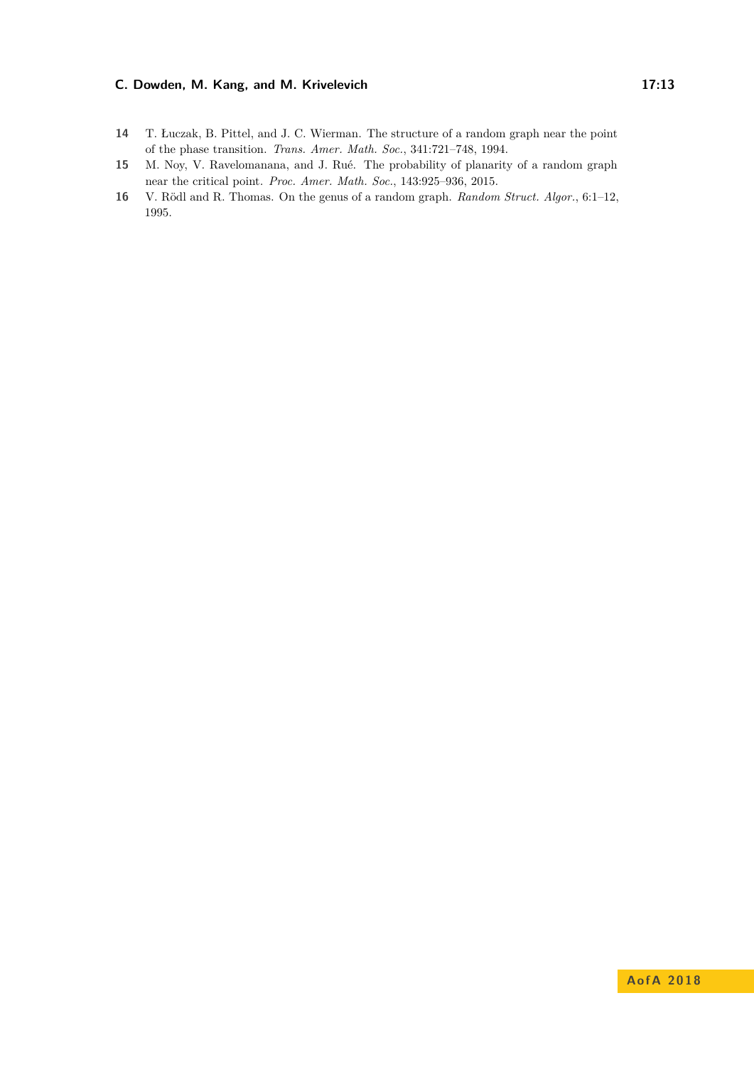14 T. Łuczak, B. Pittel, and J. C. Wierman. The structure of a random graph near the point of the phase transition. *Trans. Amer. Math. Soc.*, 341:721–748, 1994.

15 M. Noy, V. Ravelomanana, and J. Rué. The probability of planarity of a random graph near the critical point. *Proc. Amer. Math. Soc.*, 143:925–936, 2015.

16 V. Rödl and R. Thomas. On the genus of a random graph. *Random Struct. Algor.*, 6:1–12, 1995.